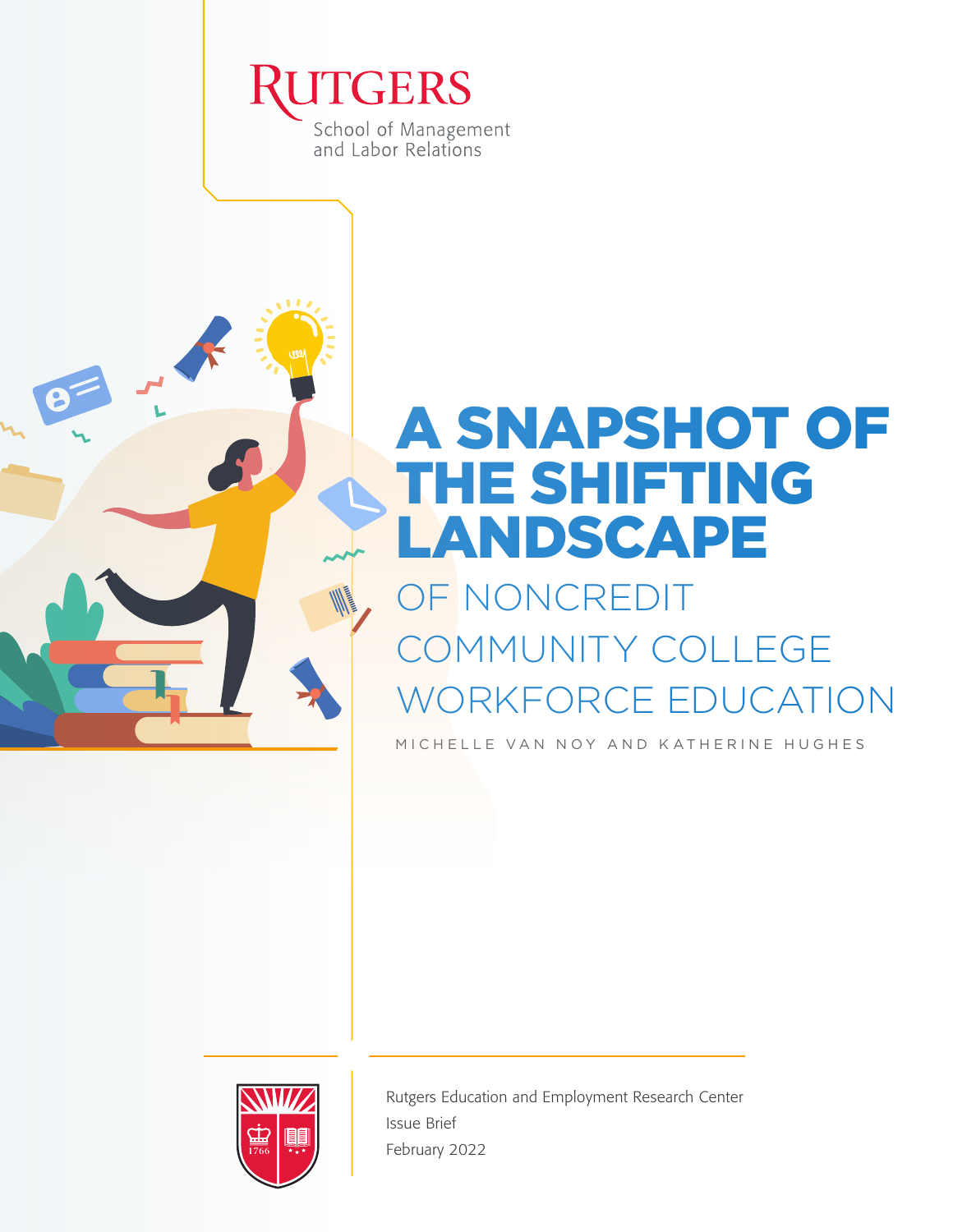Rutgers School of Management and Labor Relations

# A SNAPSHOT OF THE SHIFTING LANDSCAPE OF NONCREDIT COMMUNITY COLLEGE WORKFORCE EDUCATION

MICHELLE VAN NOY AND KATHERINE HUGHES

Rutgers Education and Employment Research Center
Issue Brief
February 2022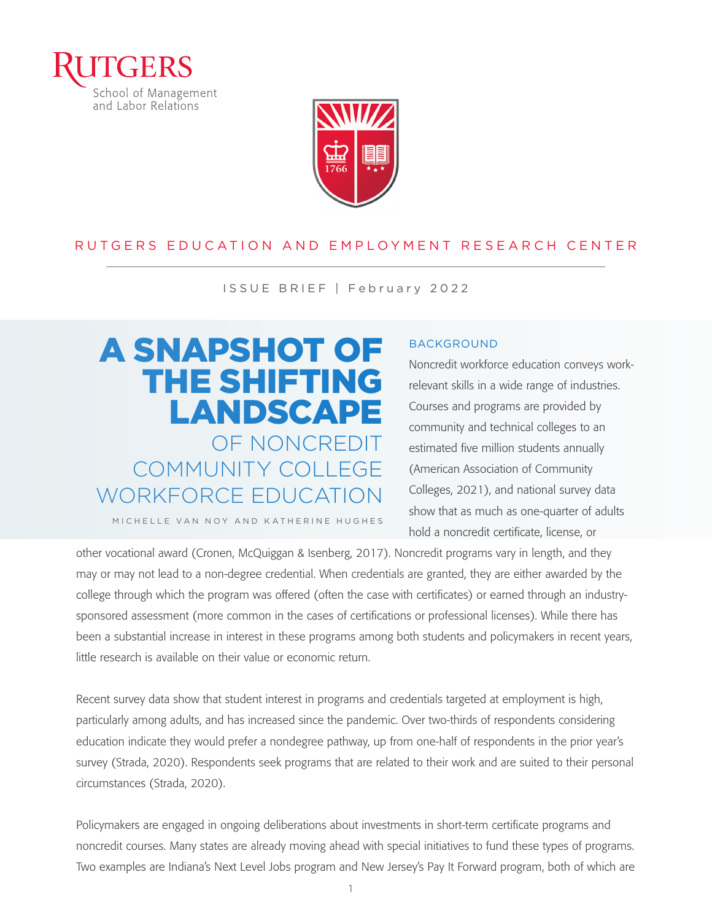RUTGERS EDUCATION AND EMPLOYMENT RESEARCH CENTER

ISSUE BRIEF | February 2022

# A SNAPSHOT OF THE SHIFTING LANDSCAPE OF NONCREDIT COMMUNITY COLLEGE WORKFORCE EDUCATION

MICHELLE VAN NOY AND KATHERINE HUGHES

## BACKGROUND

Noncredit workforce education conveys work-relevant skills in a wide range of industries. Courses and programs are provided by community and technical colleges to an estimated five million students annually (American Association of Community Colleges, 2021), and national survey data show that as much as one-quarter of adults hold a noncredit certificate, license, or other vocational award (Cronen, McQuiggan & Isenberg, 2017). Noncredit programs vary in length, and they may or may not lead to a non-degree credential. When credentials are granted, they are either awarded by the college through which the program was offered (often the case with certificates) or earned through an industry-sponsored assessment (more common in the cases of certifications or professional licenses). While there has been a substantial increase in interest in these programs among both students and policymakers in recent years, little research is available on their value or economic return.

Recent survey data show that student interest in programs and credentials targeted at employment is high, particularly among adults, and has increased since the pandemic. Over two-thirds of respondents considering education indicate they would prefer a nondegree pathway, up from one-half of respondents in the prior year's survey (Strada, 2020). Respondents seek programs that are related to their work and are suited to their personal circumstances (Strada, 2020).

Policymakers are engaged in ongoing deliberations about investments in short-term certificate programs and noncredit courses. Many states are already moving ahead with special initiatives to fund these types of programs. Two examples are Indiana's Next Level Jobs program and New Jersey's Pay It Forward program, both of which are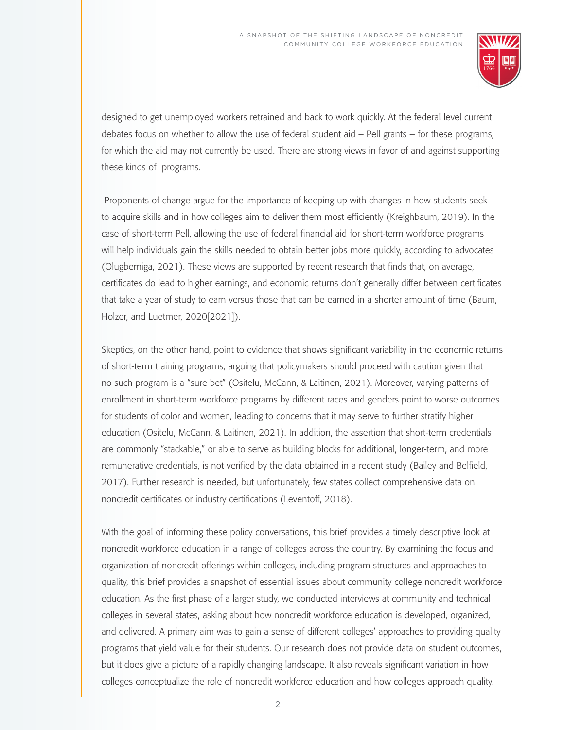designed to get unemployed workers retrained and back to work quickly. At the federal level current debates focus on whether to allow the use of federal student aid – Pell grants – for these programs, for which the aid may not currently be used. There are strong views in favor of and against supporting these kinds of programs.

Proponents of change argue for the importance of keeping up with changes in how students seek to acquire skills and in how colleges aim to deliver them most efficiently (Kreighbaum, 2019). In the case of short-term Pell, allowing the use of federal financial aid for short-term workforce programs will help individuals gain the skills needed to obtain better jobs more quickly, according to advocates (Olugbemiga, 2021). These views are supported by recent research that finds that, on average, certificates do lead to higher earnings, and economic returns don't generally differ between certificates that take a year of study to earn versus those that can be earned in a shorter amount of time (Baum, Holzer, and Luetmer, 2020[2021]).

Skeptics, on the other hand, point to evidence that shows significant variability in the economic returns of short-term training programs, arguing that policymakers should proceed with caution given that no such program is a "sure bet" (Ositelu, McCann, & Laitinen, 2021). Moreover, varying patterns of enrollment in short-term workforce programs by different races and genders point to worse outcomes for students of color and women, leading to concerns that it may serve to further stratify higher education (Ositelu, McCann, & Laitinen, 2021). In addition, the assertion that short-term credentials are commonly "stackable," or able to serve as building blocks for additional, longer-term, and more remunerative credentials, is not verified by the data obtained in a recent study (Bailey and Belfield, 2017). Further research is needed, but unfortunately, few states collect comprehensive data on noncredit certificates or industry certifications (Leventoff, 2018).

With the goal of informing these policy conversations, this brief provides a timely descriptive look at noncredit workforce education in a range of colleges across the country. By examining the focus and organization of noncredit offerings within colleges, including program structures and approaches to quality, this brief provides a snapshot of essential issues about community college noncredit workforce education. As the first phase of a larger study, we conducted interviews at community and technical colleges in several states, asking about how noncredit workforce education is developed, organized, and delivered. A primary aim was to gain a sense of different colleges' approaches to providing quality programs that yield value for their students. Our research does not provide data on student outcomes, but it does give a picture of a rapidly changing landscape. It also reveals significant variation in how colleges conceptualize the role of noncredit workforce education and how colleges approach quality.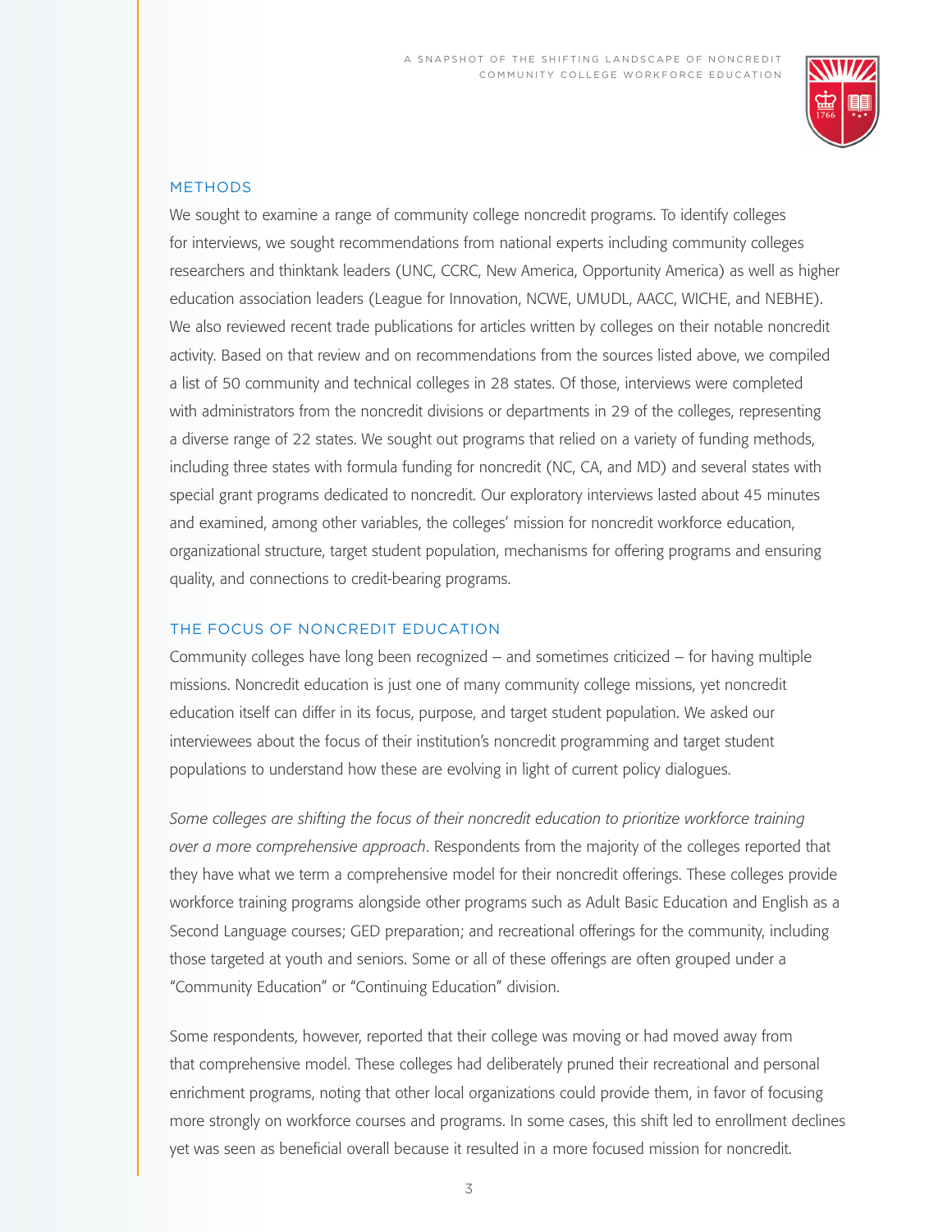## METHODS

We sought to examine a range of community college noncredit programs. To identify colleges for interviews, we sought recommendations from national experts including community colleges researchers and thinktank leaders (UNC, CCRC, New America, Opportunity America) as well as higher education association leaders (League for Innovation, NCWE, UMUDL, AACC, WICHE, and NEBHE). We also reviewed recent trade publications for articles written by colleges on their notable noncredit activity. Based on that review and on recommendations from the sources listed above, we compiled a list of 50 community and technical colleges in 28 states. Of those, interviews were completed with administrators from the noncredit divisions or departments in 29 of the colleges, representing a diverse range of 22 states. We sought out programs that relied on a variety of funding methods, including three states with formula funding for noncredit (NC, CA, and MD) and several states with special grant programs dedicated to noncredit. Our exploratory interviews lasted about 45 minutes and examined, among other variables, the colleges' mission for noncredit workforce education, organizational structure, target student population, mechanisms for offering programs and ensuring quality, and connections to credit-bearing programs.

## THE FOCUS OF NONCREDIT EDUCATION

Community colleges have long been recognized – and sometimes criticized – for having multiple missions. Noncredit education is just one of many community college missions, yet noncredit education itself can differ in its focus, purpose, and target student population. We asked our interviewees about the focus of their institution's noncredit programming and target student populations to understand how these are evolving in light of current policy dialogues.

*Some colleges are shifting the focus of their noncredit education to prioritize workforce training over a more comprehensive approach*. Respondents from the majority of the colleges reported that they have what we term a comprehensive model for their noncredit offerings. These colleges provide workforce training programs alongside other programs such as Adult Basic Education and English as a Second Language courses; GED preparation; and recreational offerings for the community, including those targeted at youth and seniors. Some or all of these offerings are often grouped under a "Community Education" or "Continuing Education" division.

Some respondents, however, reported that their college was moving or had moved away from that comprehensive model. These colleges had deliberately pruned their recreational and personal enrichment programs, noting that other local organizations could provide them, in favor of focusing more strongly on workforce courses and programs. In some cases, this shift led to enrollment declines yet was seen as beneficial overall because it resulted in a more focused mission for noncredit.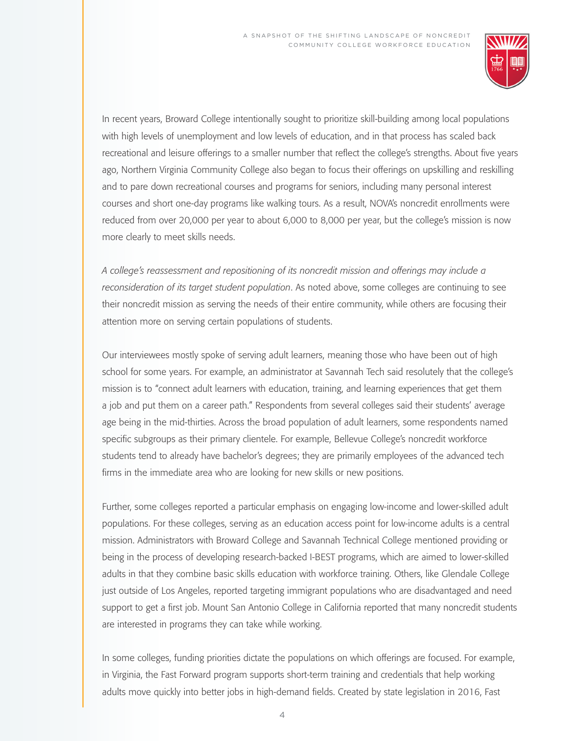In recent years, Broward College intentionally sought to prioritize skill-building among local populations with high levels of unemployment and low levels of education, and in that process has scaled back recreational and leisure offerings to a smaller number that reflect the college's strengths. About five years ago, Northern Virginia Community College also began to focus their offerings on upskilling and reskilling and to pare down recreational courses and programs for seniors, including many personal interest courses and short one-day programs like walking tours. As a result, NOVA's noncredit enrollments were reduced from over 20,000 per year to about 6,000 to 8,000 per year, but the college's mission is now more clearly to meet skills needs.

*A college's reassessment and repositioning of its noncredit mission and offerings may include a reconsideration of its target student population*. As noted above, some colleges are continuing to see their noncredit mission as serving the needs of their entire community, while others are focusing their attention more on serving certain populations of students.

Our interviewees mostly spoke of serving adult learners, meaning those who have been out of high school for some years. For example, an administrator at Savannah Tech said resolutely that the college's mission is to "connect adult learners with education, training, and learning experiences that get them a job and put them on a career path." Respondents from several colleges said their students' average age being in the mid-thirties. Across the broad population of adult learners, some respondents named specific subgroups as their primary clientele. For example, Bellevue College's noncredit workforce students tend to already have bachelor's degrees; they are primarily employees of the advanced tech firms in the immediate area who are looking for new skills or new positions.

Further, some colleges reported a particular emphasis on engaging low-income and lower-skilled adult populations. For these colleges, serving as an education access point for low-income adults is a central mission. Administrators with Broward College and Savannah Technical College mentioned providing or being in the process of developing research-backed I-BEST programs, which are aimed to lower-skilled adults in that they combine basic skills education with workforce training. Others, like Glendale College just outside of Los Angeles, reported targeting immigrant populations who are disadvantaged and need support to get a first job. Mount San Antonio College in California reported that many noncredit students are interested in programs they can take while working.

In some colleges, funding priorities dictate the populations on which offerings are focused. For example, in Virginia, the Fast Forward program supports short-term training and credentials that help working adults move quickly into better jobs in high-demand fields. Created by state legislation in 2016, Fast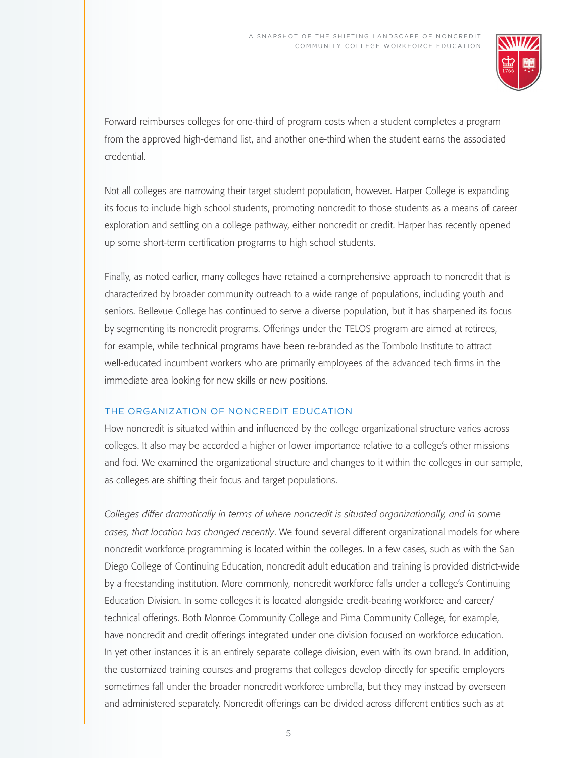Forward reimburses colleges for one-third of program costs when a student completes a program from the approved high-demand list, and another one-third when the student earns the associated credential.

Not all colleges are narrowing their target student population, however. Harper College is expanding its focus to include high school students, promoting noncredit to those students as a means of career exploration and settling on a college pathway, either noncredit or credit. Harper has recently opened up some short-term certification programs to high school students.

Finally, as noted earlier, many colleges have retained a comprehensive approach to noncredit that is characterized by broader community outreach to a wide range of populations, including youth and seniors. Bellevue College has continued to serve a diverse population, but it has sharpened its focus by segmenting its noncredit programs. Offerings under the TELOS program are aimed at retirees, for example, while technical programs have been re-branded as the Tombolo Institute to attract well-educated incumbent workers who are primarily employees of the advanced tech firms in the immediate area looking for new skills or new positions.

## THE ORGANIZATION OF NONCREDIT EDUCATION

How noncredit is situated within and influenced by the college organizational structure varies across colleges. It also may be accorded a higher or lower importance relative to a college's other missions and foci. We examined the organizational structure and changes to it within the colleges in our sample, as colleges are shifting their focus and target populations.

*Colleges differ dramatically in terms of where noncredit is situated organizationally, and in some cases, that location has changed recently*. We found several different organizational models for where noncredit workforce programming is located within the colleges. In a few cases, such as with the San Diego College of Continuing Education, noncredit adult education and training is provided district-wide by a freestanding institution. More commonly, noncredit workforce falls under a college's Continuing Education Division. In some colleges it is located alongside credit-bearing workforce and career/technical offerings. Both Monroe Community College and Pima Community College, for example, have noncredit and credit offerings integrated under one division focused on workforce education. In yet other instances it is an entirely separate college division, even with its own brand. In addition, the customized training courses and programs that colleges develop directly for specific employers sometimes fall under the broader noncredit workforce umbrella, but they may instead by overseen and administered separately. Noncredit offerings can be divided across different entities such as at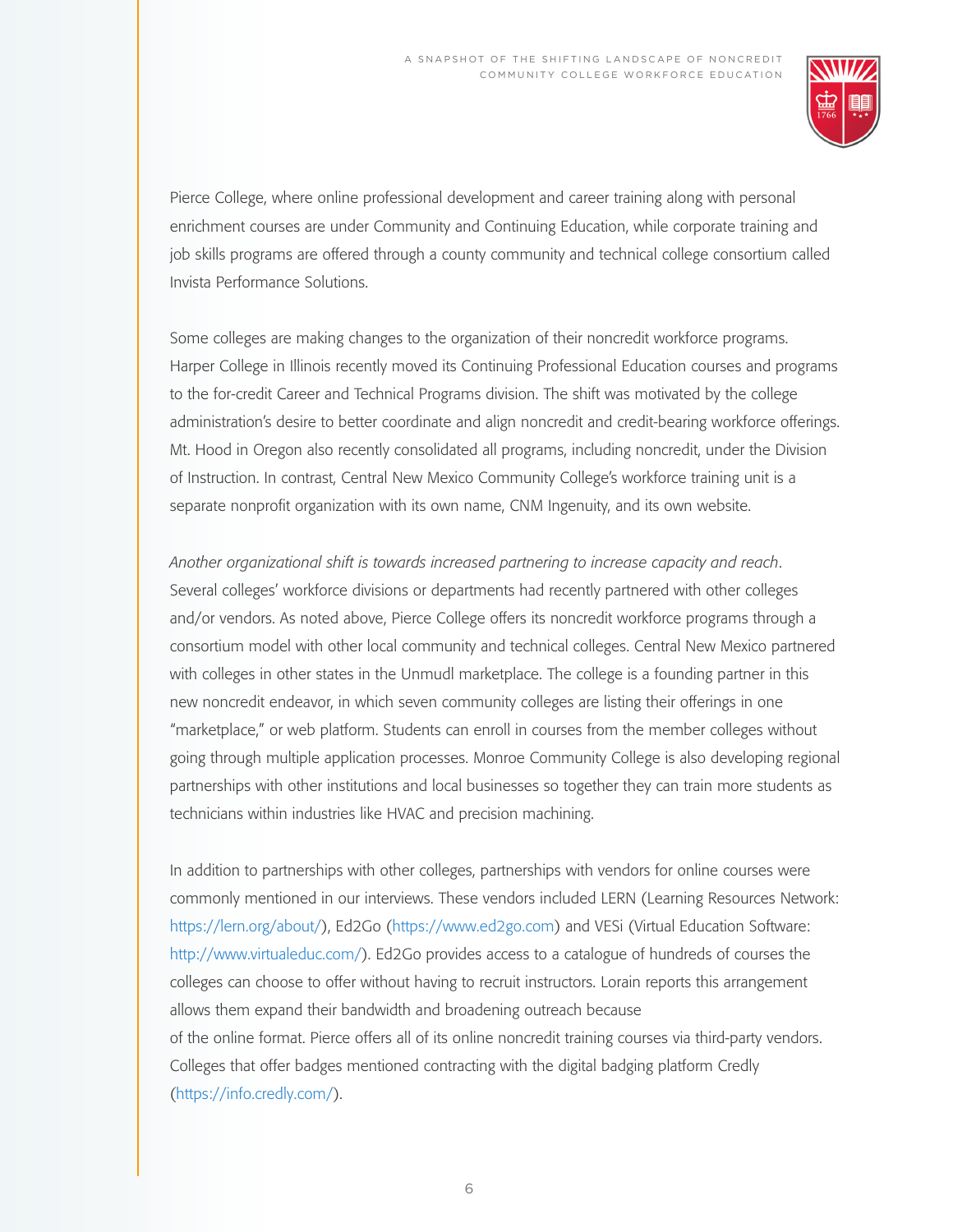Pierce College, where online professional development and career training along with personal enrichment courses are under Community and Continuing Education, while corporate training and job skills programs are offered through a county community and technical college consortium called Invista Performance Solutions.

Some colleges are making changes to the organization of their noncredit workforce programs. Harper College in Illinois recently moved its Continuing Professional Education courses and programs to the for-credit Career and Technical Programs division. The shift was motivated by the college administration's desire to better coordinate and align noncredit and credit-bearing workforce offerings. Mt. Hood in Oregon also recently consolidated all programs, including noncredit, under the Division of Instruction. In contrast, Central New Mexico Community College's workforce training unit is a separate nonprofit organization with its own name, CNM Ingenuity, and its own website.

*Another organizational shift is towards increased partnering to increase capacity and reach.* Several colleges' workforce divisions or departments had recently partnered with other colleges and/or vendors. As noted above, Pierce College offers its noncredit workforce programs through a consortium model with other local community and technical colleges. Central New Mexico partnered with colleges in other states in the Unmudl marketplace. The college is a founding partner in this new noncredit endeavor, in which seven community colleges are listing their offerings in one "marketplace," or web platform. Students can enroll in courses from the member colleges without going through multiple application processes. Monroe Community College is also developing regional partnerships with other institutions and local businesses so together they can train more students as technicians within industries like HVAC and precision machining.

In addition to partnerships with other colleges, partnerships with vendors for online courses were commonly mentioned in our interviews. These vendors included LERN (Learning Resources Network: https://lern.org/about/), Ed2Go (https://www.ed2go.com) and VESi (Virtual Education Software: http://www.virtualeduc.com/). Ed2Go provides access to a catalogue of hundreds of courses the colleges can choose to offer without having to recruit instructors. Lorain reports this arrangement allows them expand their bandwidth and broadening outreach because of the online format. Pierce offers all of its online noncredit training courses via third-party vendors. Colleges that offer badges mentioned contracting with the digital badging platform Credly (https://info.credly.com/).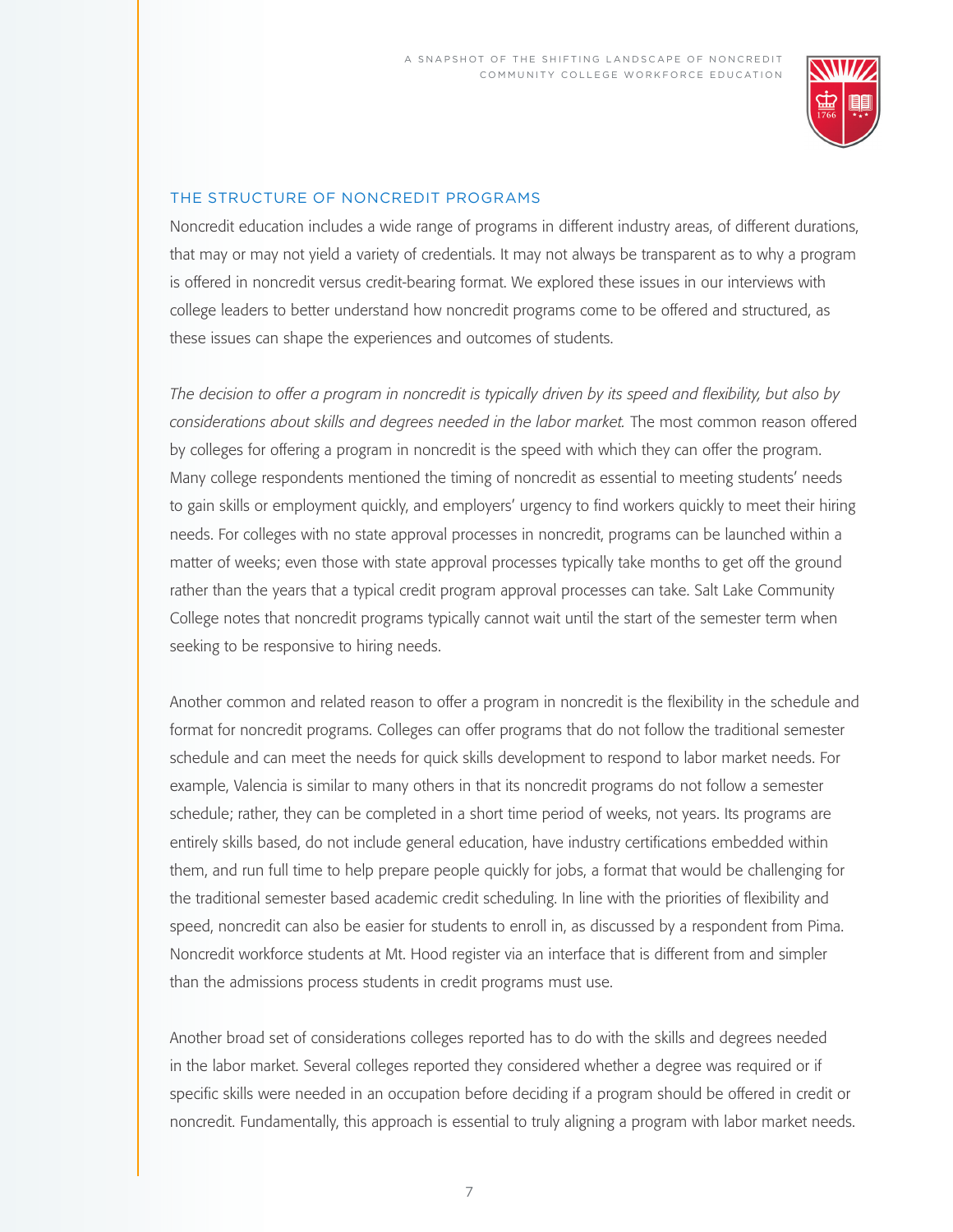## THE STRUCTURE OF NONCREDIT PROGRAMS

Noncredit education includes a wide range of programs in different industry areas, of different durations, that may or may not yield a variety of credentials. It may not always be transparent as to why a program is offered in noncredit versus credit-bearing format. We explored these issues in our interviews with college leaders to better understand how noncredit programs come to be offered and structured, as these issues can shape the experiences and outcomes of students.

*The decision to offer a program in noncredit is typically driven by its speed and flexibility, but also by considerations about skills and degrees needed in the labor market.* The most common reason offered by colleges for offering a program in noncredit is the speed with which they can offer the program. Many college respondents mentioned the timing of noncredit as essential to meeting students' needs to gain skills or employment quickly, and employers' urgency to find workers quickly to meet their hiring needs. For colleges with no state approval processes in noncredit, programs can be launched within a matter of weeks; even those with state approval processes typically take months to get off the ground rather than the years that a typical credit program approval processes can take. Salt Lake Community College notes that noncredit programs typically cannot wait until the start of the semester term when seeking to be responsive to hiring needs.

Another common and related reason to offer a program in noncredit is the flexibility in the schedule and format for noncredit programs. Colleges can offer programs that do not follow the traditional semester schedule and can meet the needs for quick skills development to respond to labor market needs. For example, Valencia is similar to many others in that its noncredit programs do not follow a semester schedule; rather, they can be completed in a short time period of weeks, not years. Its programs are entirely skills based, do not include general education, have industry certifications embedded within them, and run full time to help prepare people quickly for jobs, a format that would be challenging for the traditional semester based academic credit scheduling. In line with the priorities of flexibility and speed, noncredit can also be easier for students to enroll in, as discussed by a respondent from Pima. Noncredit workforce students at Mt. Hood register via an interface that is different from and simpler than the admissions process students in credit programs must use.

Another broad set of considerations colleges reported has to do with the skills and degrees needed in the labor market. Several colleges reported they considered whether a degree was required or if specific skills were needed in an occupation before deciding if a program should be offered in credit or noncredit. Fundamentally, this approach is essential to truly aligning a program with labor market needs.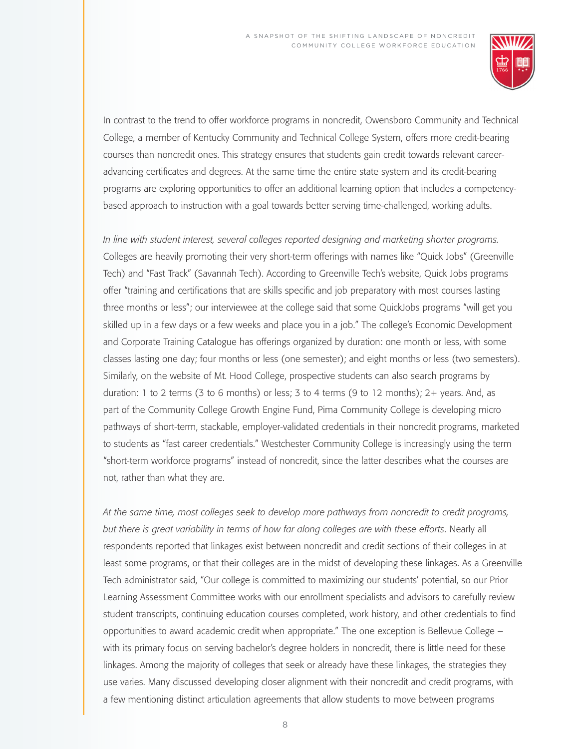In contrast to the trend to offer workforce programs in noncredit, Owensboro Community and Technical College, a member of Kentucky Community and Technical College System, offers more credit-bearing courses than noncredit ones. This strategy ensures that students gain credit towards relevant career-advancing certificates and degrees. At the same time the entire state system and its credit-bearing programs are exploring opportunities to offer an additional learning option that includes a competency-based approach to instruction with a goal towards better serving time-challenged, working adults.

*In line with student interest, several colleges reported designing and marketing shorter programs.* Colleges are heavily promoting their very short-term offerings with names like "Quick Jobs" (Greenville Tech) and "Fast Track" (Savannah Tech). According to Greenville Tech's website, Quick Jobs programs offer "training and certifications that are skills specific and job preparatory with most courses lasting three months or less"; our interviewee at the college said that some QuickJobs programs "will get you skilled up in a few days or a few weeks and place you in a job." The college's Economic Development and Corporate Training Catalogue has offerings organized by duration: one month or less, with some classes lasting one day; four months or less (one semester); and eight months or less (two semesters). Similarly, on the website of Mt. Hood College, prospective students can also search programs by duration: 1 to 2 terms (3 to 6 months) or less; 3 to 4 terms (9 to 12 months); 2+ years. And, as part of the Community College Growth Engine Fund, Pima Community College is developing micro pathways of short-term, stackable, employer-validated credentials in their noncredit programs, marketed to students as "fast career credentials." Westchester Community College is increasingly using the term "short-term workforce programs" instead of noncredit, since the latter describes what the courses are not, rather than what they are.

*At the same time, most colleges seek to develop more pathways from noncredit to credit programs, but there is great variability in terms of how far along colleges are with these efforts*. Nearly all respondents reported that linkages exist between noncredit and credit sections of their colleges in at least some programs, or that their colleges are in the midst of developing these linkages. As a Greenville Tech administrator said, "Our college is committed to maximizing our students' potential, so our Prior Learning Assessment Committee works with our enrollment specialists and advisors to carefully review student transcripts, continuing education courses completed, work history, and other credentials to find opportunities to award academic credit when appropriate." The one exception is Bellevue College – with its primary focus on serving bachelor's degree holders in noncredit, there is little need for these linkages. Among the majority of colleges that seek or already have these linkages, the strategies they use varies. Many discussed developing closer alignment with their noncredit and credit programs, with a few mentioning distinct articulation agreements that allow students to move between programs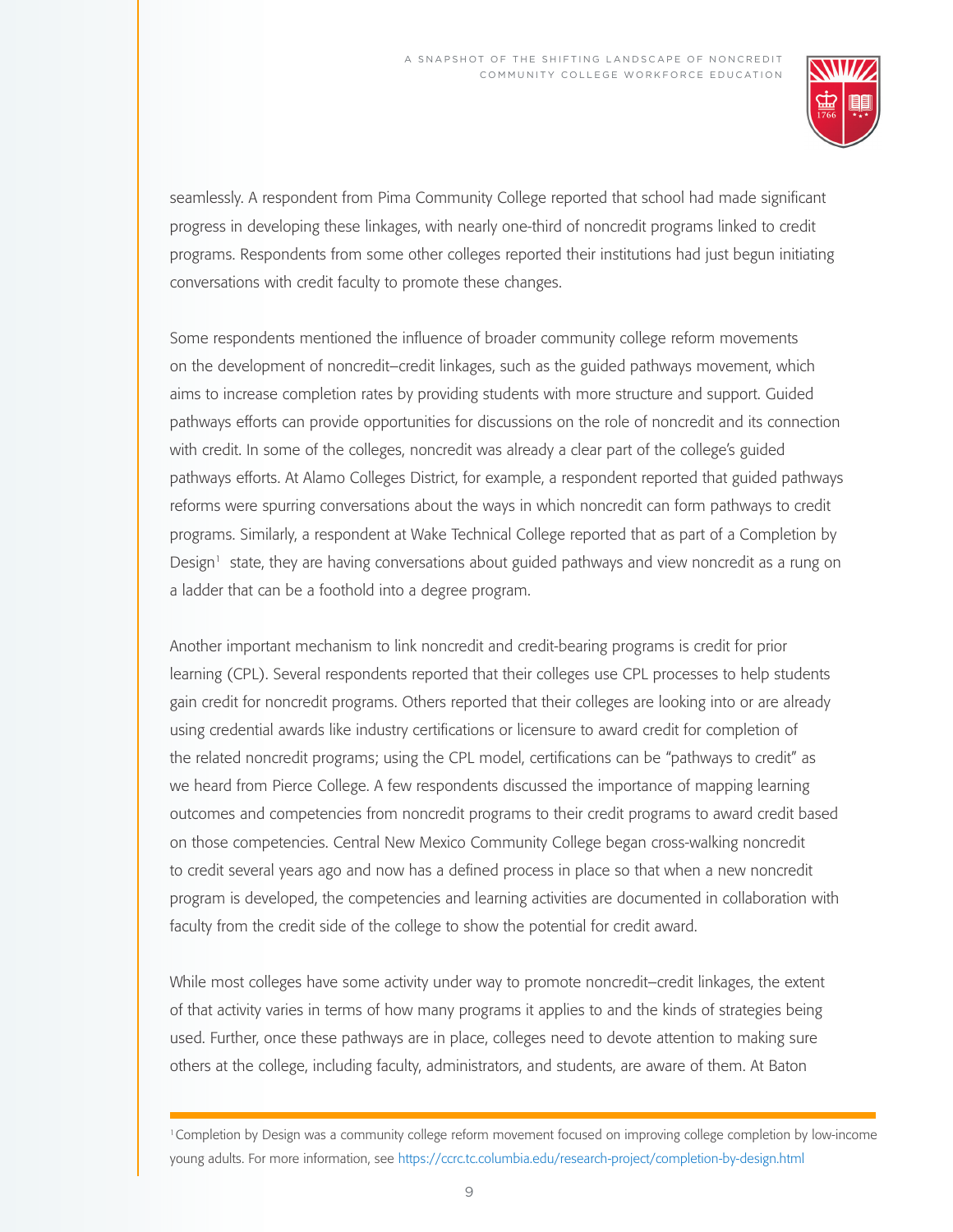seamlessly. A respondent from Pima Community College reported that school had made significant progress in developing these linkages, with nearly one-third of noncredit programs linked to credit programs. Respondents from some other colleges reported their institutions had just begun initiating conversations with credit faculty to promote these changes.

Some respondents mentioned the influence of broader community college reform movements on the development of noncredit–credit linkages, such as the guided pathways movement, which aims to increase completion rates by providing students with more structure and support. Guided pathways efforts can provide opportunities for discussions on the role of noncredit and its connection with credit. In some of the colleges, noncredit was already a clear part of the college's guided pathways efforts. At Alamo Colleges District, for example, a respondent reported that guided pathways reforms were spurring conversations about the ways in which noncredit can form pathways to credit programs. Similarly, a respondent at Wake Technical College reported that as part of a Completion by Design[1] state, they are having conversations about guided pathways and view noncredit as a rung on a ladder that can be a foothold into a degree program.

Another important mechanism to link noncredit and credit-bearing programs is credit for prior learning (CPL). Several respondents reported that their colleges use CPL processes to help students gain credit for noncredit programs. Others reported that their colleges are looking into or are already using credential awards like industry certifications or licensure to award credit for completion of the related noncredit programs; using the CPL model, certifications can be "pathways to credit" as we heard from Pierce College. A few respondents discussed the importance of mapping learning outcomes and competencies from noncredit programs to their credit programs to award credit based on those competencies. Central New Mexico Community College began cross-walking noncredit to credit several years ago and now has a defined process in place so that when a new noncredit program is developed, the competencies and learning activities are documented in collaboration with faculty from the credit side of the college to show the potential for credit award.

While most colleges have some activity under way to promote noncredit–credit linkages, the extent of that activity varies in terms of how many programs it applies to and the kinds of strategies being used. Further, once these pathways are in place, colleges need to devote attention to making sure others at the college, including faculty, administrators, and students, are aware of them. At Baton

---

[1] Completion by Design was a community college reform movement focused on improving college completion by low-income young adults. For more information, see https://ccrc.tc.columbia.edu/research-project/completion-by-design.html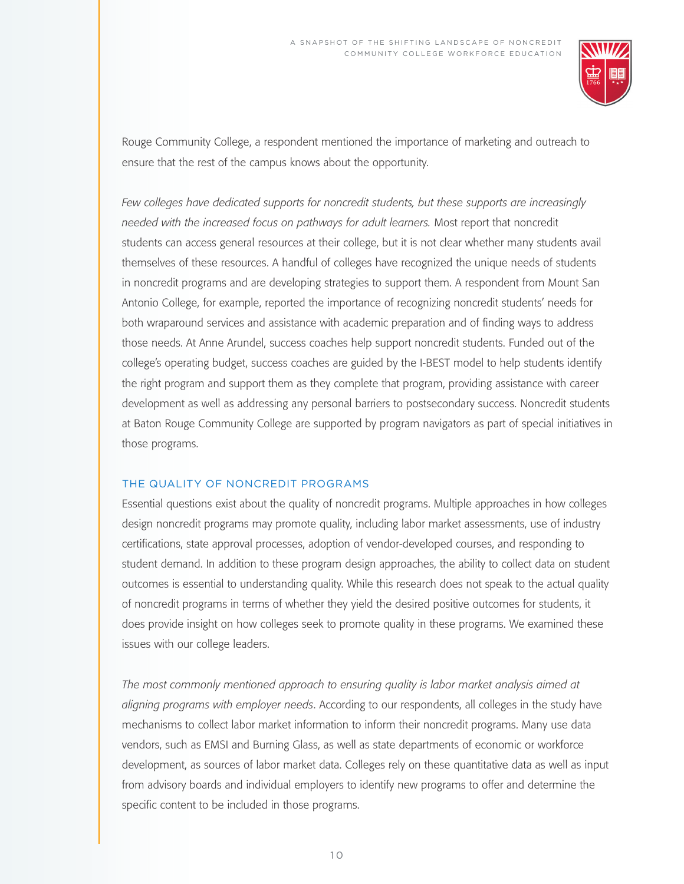Rouge Community College, a respondent mentioned the importance of marketing and outreach to ensure that the rest of the campus knows about the opportunity.

*Few colleges have dedicated supports for noncredit students, but these supports are increasingly needed with the increased focus on pathways for adult learners.* Most report that noncredit students can access general resources at their college, but it is not clear whether many students avail themselves of these resources. A handful of colleges have recognized the unique needs of students in noncredit programs and are developing strategies to support them. A respondent from Mount San Antonio College, for example, reported the importance of recognizing noncredit students' needs for both wraparound services and assistance with academic preparation and of finding ways to address those needs. At Anne Arundel, success coaches help support noncredit students. Funded out of the college's operating budget, success coaches are guided by the I-BEST model to help students identify the right program and support them as they complete that program, providing assistance with career development as well as addressing any personal barriers to postsecondary success. Noncredit students at Baton Rouge Community College are supported by program navigators as part of special initiatives in those programs.

## THE QUALITY OF NONCREDIT PROGRAMS

Essential questions exist about the quality of noncredit programs. Multiple approaches in how colleges design noncredit programs may promote quality, including labor market assessments, use of industry certifications, state approval processes, adoption of vendor-developed courses, and responding to student demand. In addition to these program design approaches, the ability to collect data on student outcomes is essential to understanding quality. While this research does not speak to the actual quality of noncredit programs in terms of whether they yield the desired positive outcomes for students, it does provide insight on how colleges seek to promote quality in these programs. We examined these issues with our college leaders.

*The most commonly mentioned approach to ensuring quality is labor market analysis aimed at aligning programs with employer needs*. According to our respondents, all colleges in the study have mechanisms to collect labor market information to inform their noncredit programs. Many use data vendors, such as EMSI and Burning Glass, as well as state departments of economic or workforce development, as sources of labor market data. Colleges rely on these quantitative data as well as input from advisory boards and individual employers to identify new programs to offer and determine the specific content to be included in those programs.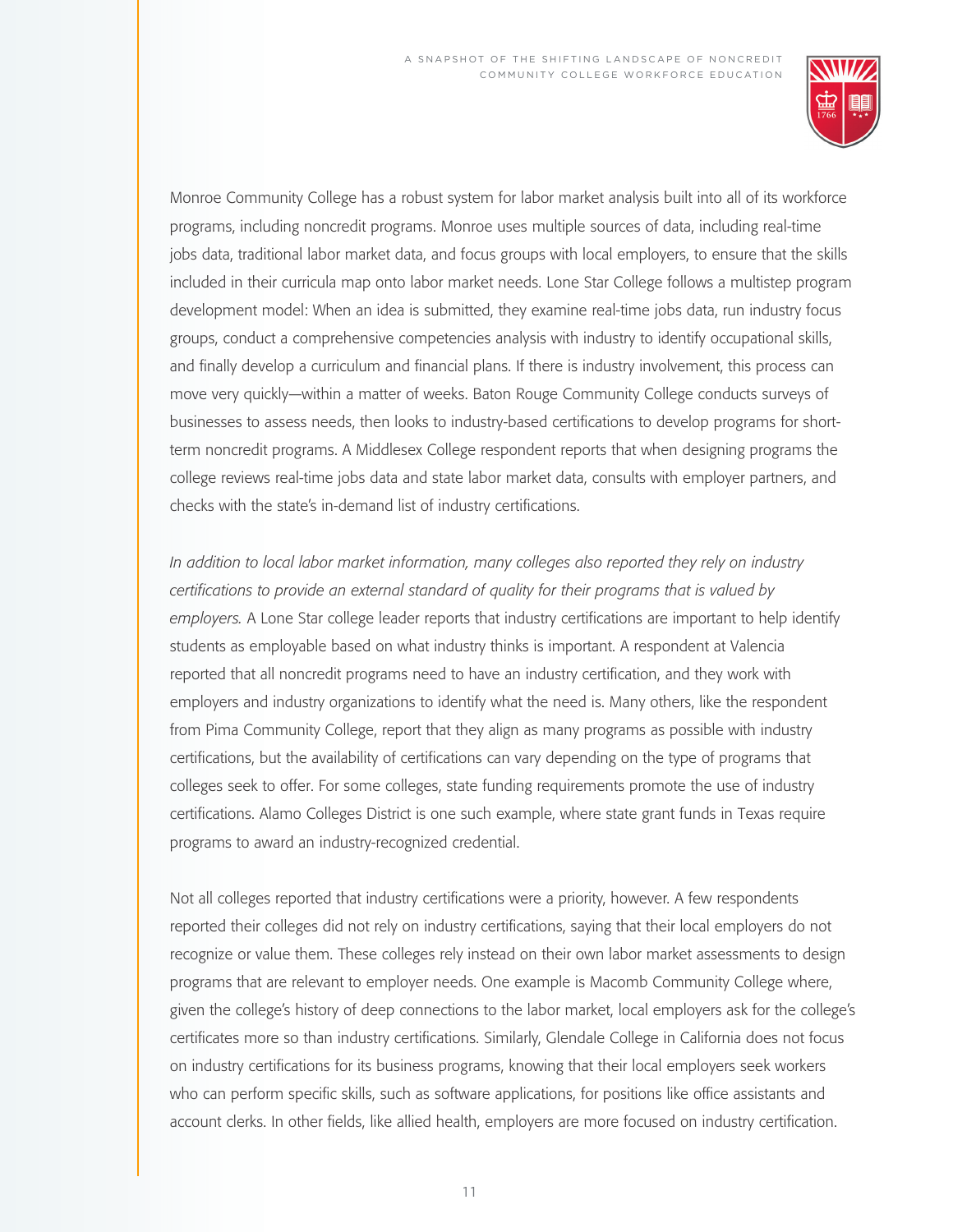Monroe Community College has a robust system for labor market analysis built into all of its workforce programs, including noncredit programs. Monroe uses multiple sources of data, including real-time jobs data, traditional labor market data, and focus groups with local employers, to ensure that the skills included in their curricula map onto labor market needs. Lone Star College follows a multistep program development model: When an idea is submitted, they examine real-time jobs data, run industry focus groups, conduct a comprehensive competencies analysis with industry to identify occupational skills, and finally develop a curriculum and financial plans. If there is industry involvement, this process can move very quickly—within a matter of weeks. Baton Rouge Community College conducts surveys of businesses to assess needs, then looks to industry-based certifications to develop programs for short-term noncredit programs. A Middlesex College respondent reports that when designing programs the college reviews real-time jobs data and state labor market data, consults with employer partners, and checks with the state's in-demand list of industry certifications.

*In addition to local labor market information, many colleges also reported they rely on industry certifications to provide an external standard of quality for their programs that is valued by employers.* A Lone Star college leader reports that industry certifications are important to help identify students as employable based on what industry thinks is important. A respondent at Valencia reported that all noncredit programs need to have an industry certification, and they work with employers and industry organizations to identify what the need is. Many others, like the respondent from Pima Community College, report that they align as many programs as possible with industry certifications, but the availability of certifications can vary depending on the type of programs that colleges seek to offer. For some colleges, state funding requirements promote the use of industry certifications. Alamo Colleges District is one such example, where state grant funds in Texas require programs to award an industry-recognized credential.

Not all colleges reported that industry certifications were a priority, however. A few respondents reported their colleges did not rely on industry certifications, saying that their local employers do not recognize or value them. These colleges rely instead on their own labor market assessments to design programs that are relevant to employer needs. One example is Macomb Community College where, given the college's history of deep connections to the labor market, local employers ask for the college's certificates more so than industry certifications. Similarly, Glendale College in California does not focus on industry certifications for its business programs, knowing that their local employers seek workers who can perform specific skills, such as software applications, for positions like office assistants and account clerks. In other fields, like allied health, employers are more focused on industry certification.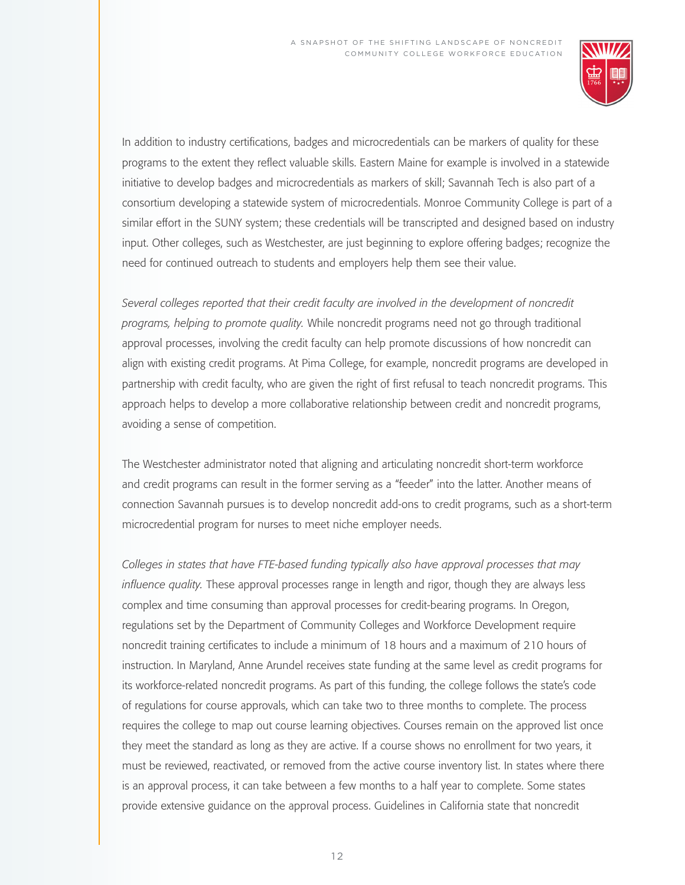In addition to industry certifications, badges and microcredentials can be markers of quality for these programs to the extent they reflect valuable skills. Eastern Maine for example is involved in a statewide initiative to develop badges and microcredentials as markers of skill; Savannah Tech is also part of a consortium developing a statewide system of microcredentials. Monroe Community College is part of a similar effort in the SUNY system; these credentials will be transcripted and designed based on industry input. Other colleges, such as Westchester, are just beginning to explore offering badges; recognize the need for continued outreach to students and employers help them see their value.

*Several colleges reported that their credit faculty are involved in the development of noncredit programs, helping to promote quality.* While noncredit programs need not go through traditional approval processes, involving the credit faculty can help promote discussions of how noncredit can align with existing credit programs. At Pima College, for example, noncredit programs are developed in partnership with credit faculty, who are given the right of first refusal to teach noncredit programs. This approach helps to develop a more collaborative relationship between credit and noncredit programs, avoiding a sense of competition.

The Westchester administrator noted that aligning and articulating noncredit short-term workforce and credit programs can result in the former serving as a "feeder" into the latter. Another means of connection Savannah pursues is to develop noncredit add-ons to credit programs, such as a short-term microcredential program for nurses to meet niche employer needs.

*Colleges in states that have FTE-based funding typically also have approval processes that may influence quality.* These approval processes range in length and rigor, though they are always less complex and time consuming than approval processes for credit-bearing programs. In Oregon, regulations set by the Department of Community Colleges and Workforce Development require noncredit training certificates to include a minimum of 18 hours and a maximum of 210 hours of instruction. In Maryland, Anne Arundel receives state funding at the same level as credit programs for its workforce-related noncredit programs. As part of this funding, the college follows the state's code of regulations for course approvals, which can take two to three months to complete. The process requires the college to map out course learning objectives. Courses remain on the approved list once they meet the standard as long as they are active. If a course shows no enrollment for two years, it must be reviewed, reactivated, or removed from the active course inventory list. In states where there is an approval process, it can take between a few months to a half year to complete. Some states provide extensive guidance on the approval process. Guidelines in California state that noncredit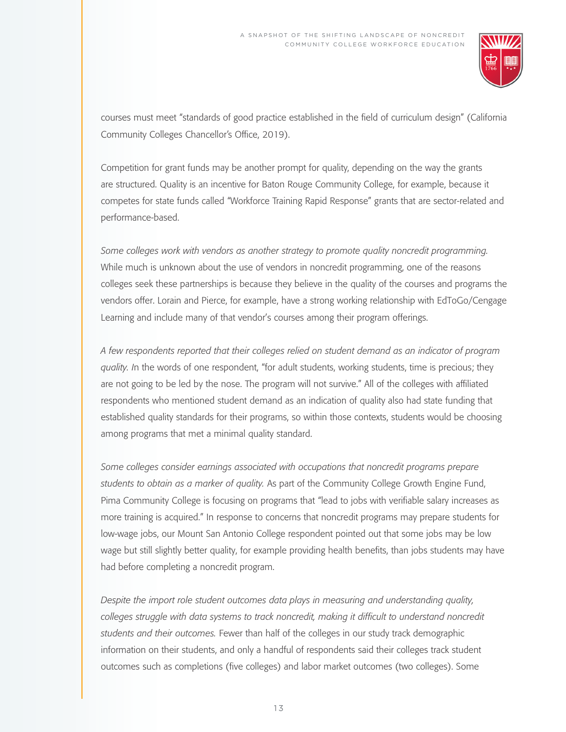courses must meet "standards of good practice established in the field of curriculum design" (California Community Colleges Chancellor's Office, 2019).

Competition for grant funds may be another prompt for quality, depending on the way the grants are structured. Quality is an incentive for Baton Rouge Community College, for example, because it competes for state funds called "Workforce Training Rapid Response" grants that are sector-related and performance-based.

*Some colleges work with vendors as another strategy to promote quality noncredit programming.* While much is unknown about the use of vendors in noncredit programming, one of the reasons colleges seek these partnerships is because they believe in the quality of the courses and programs the vendors offer. Lorain and Pierce, for example, have a strong working relationship with EdToGo/Cengage Learning and include many of that vendor's courses among their program offerings.

*A few respondents reported that their colleges relied on student demand as an indicator of program quality. I*n the words of one respondent, "for adult students, working students, time is precious; they are not going to be led by the nose. The program will not survive." All of the colleges with affiliated respondents who mentioned student demand as an indication of quality also had state funding that established quality standards for their programs, so within those contexts, students would be choosing among programs that met a minimal quality standard.

*Some colleges consider earnings associated with occupations that noncredit programs prepare students to obtain as a marker of quality.* As part of the Community College Growth Engine Fund, Pima Community College is focusing on programs that "lead to jobs with verifiable salary increases as more training is acquired." In response to concerns that noncredit programs may prepare students for low-wage jobs, our Mount San Antonio College respondent pointed out that some jobs may be low wage but still slightly better quality, for example providing health benefits, than jobs students may have had before completing a noncredit program.

*Despite the import role student outcomes data plays in measuring and understanding quality, colleges struggle with data systems to track noncredit, making it difficult to understand noncredit students and their outcomes.* Fewer than half of the colleges in our study track demographic information on their students, and only a handful of respondents said their colleges track student outcomes such as completions (five colleges) and labor market outcomes (two colleges). Some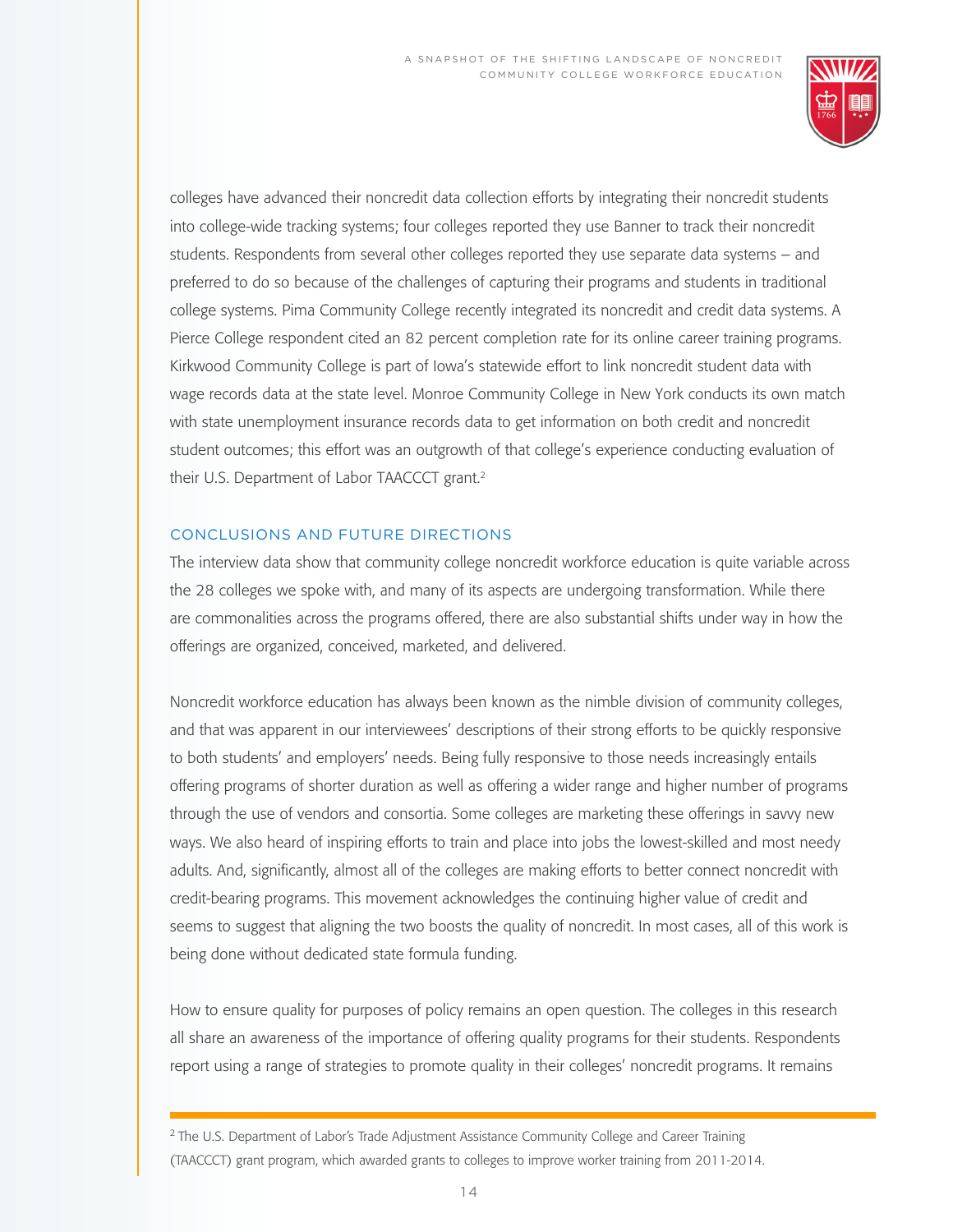colleges have advanced their noncredit data collection efforts by integrating their noncredit students into college-wide tracking systems; four colleges reported they use Banner to track their noncredit students. Respondents from several other colleges reported they use separate data systems – and preferred to do so because of the challenges of capturing their programs and students in traditional college systems. Pima Community College recently integrated its noncredit and credit data systems. A Pierce College respondent cited an 82 percent completion rate for its online career training programs. Kirkwood Community College is part of Iowa's statewide effort to link noncredit student data with wage records data at the state level. Monroe Community College in New York conducts its own match with state unemployment insurance records data to get information on both credit and noncredit student outcomes; this effort was an outgrowth of that college's experience conducting evaluation of their U.S. Department of Labor TAACCCT grant.[2]

## CONCLUSIONS AND FUTURE DIRECTIONS

The interview data show that community college noncredit workforce education is quite variable across the 28 colleges we spoke with, and many of its aspects are undergoing transformation. While there are commonalities across the programs offered, there are also substantial shifts under way in how the offerings are organized, conceived, marketed, and delivered.

Noncredit workforce education has always been known as the nimble division of community colleges, and that was apparent in our interviewees' descriptions of their strong efforts to be quickly responsive to both students' and employers' needs. Being fully responsive to those needs increasingly entails offering programs of shorter duration as well as offering a wider range and higher number of programs through the use of vendors and consortia. Some colleges are marketing these offerings in savvy new ways. We also heard of inspiring efforts to train and place into jobs the lowest-skilled and most needy adults. And, significantly, almost all of the colleges are making efforts to better connect noncredit with credit-bearing programs. This movement acknowledges the continuing higher value of credit and seems to suggest that aligning the two boosts the quality of noncredit. In most cases, all of this work is being done without dedicated state formula funding.

How to ensure quality for purposes of policy remains an open question. The colleges in this research all share an awareness of the importance of offering quality programs for their students. Respondents report using a range of strategies to promote quality in their colleges' noncredit programs. It remains

---

[2] The U.S. Department of Labor's Trade Adjustment Assistance Community College and Career Training (TAACCCT) grant program, which awarded grants to colleges to improve worker training from 2011-2014.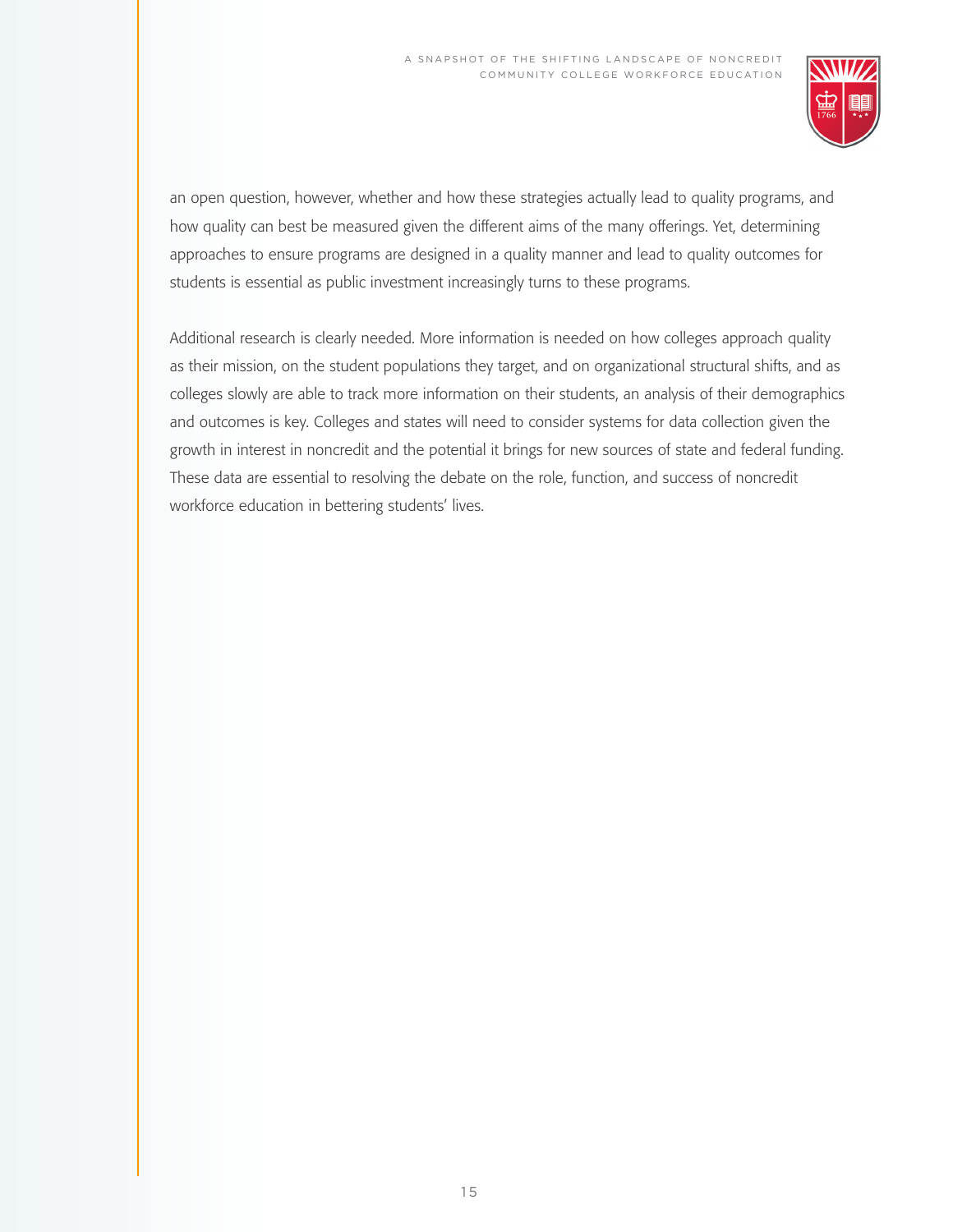an open question, however, whether and how these strategies actually lead to quality programs, and how quality can best be measured given the different aims of the many offerings. Yet, determining approaches to ensure programs are designed in a quality manner and lead to quality outcomes for students is essential as public investment increasingly turns to these programs.

Additional research is clearly needed. More information is needed on how colleges approach quality as their mission, on the student populations they target, and on organizational structural shifts, and as colleges slowly are able to track more information on their students, an analysis of their demographics and outcomes is key. Colleges and states will need to consider systems for data collection given the growth in interest in noncredit and the potential it brings for new sources of state and federal funding. These data are essential to resolving the debate on the role, function, and success of noncredit workforce education in bettering students' lives.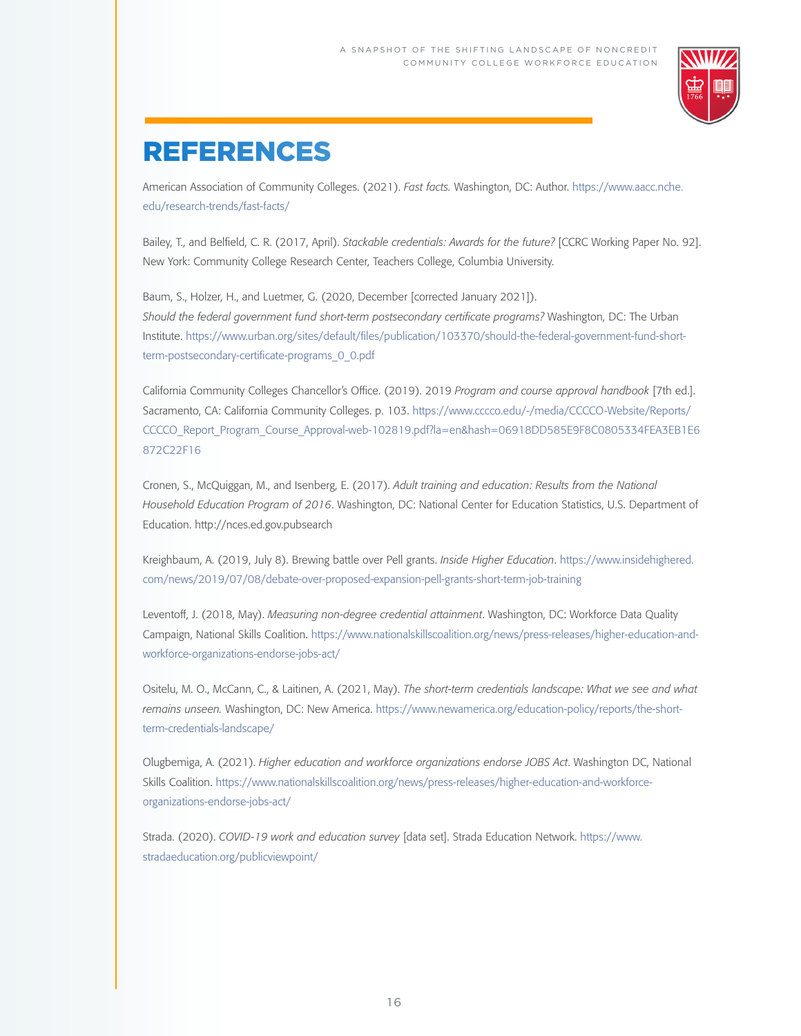# REFERENCES

American Association of Community Colleges. (2021). *Fast facts.* Washington, DC: Author. https://www.aacc.nche.edu/research-trends/fast-facts/

Bailey, T., and Belfield, C. R. (2017, April). *Stackable credentials: Awards for the future?* [CCRC Working Paper No. 92]. New York: Community College Research Center, Teachers College, Columbia University.

Baum, S., Holzer, H., and Luetmer, G. (2020, December [corrected January 2021]). *Should the federal government fund short-term postsecondary certificate programs?* Washington, DC: The Urban Institute. https://www.urban.org/sites/default/files/publication/103370/should-the-federal-government-fund-short-term-postsecondary-certificate-programs_0_0.pdf

California Community Colleges Chancellor's Office. (2019). 2019 *Program and course approval handbook* [7th ed.]. Sacramento, CA: California Community Colleges. p. 103. https://www.cccco.edu/-/media/CCCCO-Website/Reports/CCCCO_Report_Program_Course_Approval-web-102819.pdf?la=en&hash=06918DD585E9F8C0805334FEA3EB1E6872C22F16

Cronen, S., McQuiggan, M., and Isenberg, E. (2017). *Adult training and education: Results from the National Household Education Program of 2016*. Washington, DC: National Center for Education Statistics, U.S. Department of Education. http://nces.ed.gov.pubsearch

Kreighbaum, A. (2019, July 8). Brewing battle over Pell grants. *Inside Higher Education*. https://www.insidehighered.com/news/2019/07/08/debate-over-proposed-expansion-pell-grants-short-term-job-training

Leventoff, J. (2018, May). *Measuring non-degree credential attainment*. Washington, DC: Workforce Data Quality Campaign, National Skills Coalition. https://www.nationalskillscoalition.org/news/press-releases/higher-education-and-workforce-organizations-endorse-jobs-act/

Ositelu, M. O., McCann, C., & Laitinen, A. (2021, May). *The short-term credentials landscape: What we see and what remains unseen.* Washington, DC: New America. https://www.newamerica.org/education-policy/reports/the-short-term-credentials-landscape/

Olugbemiga, A. (2021). *Higher education and workforce organizations endorse JOBS Act*. Washington DC, National Skills Coalition. https://www.nationalskillscoalition.org/news/press-releases/higher-education-and-workforce-organizations-endorse-jobs-act/

Strada. (2020). *COVID-19 work and education survey* [data set]. Strada Education Network. https://www.stradaeducation.org/publicviewpoint/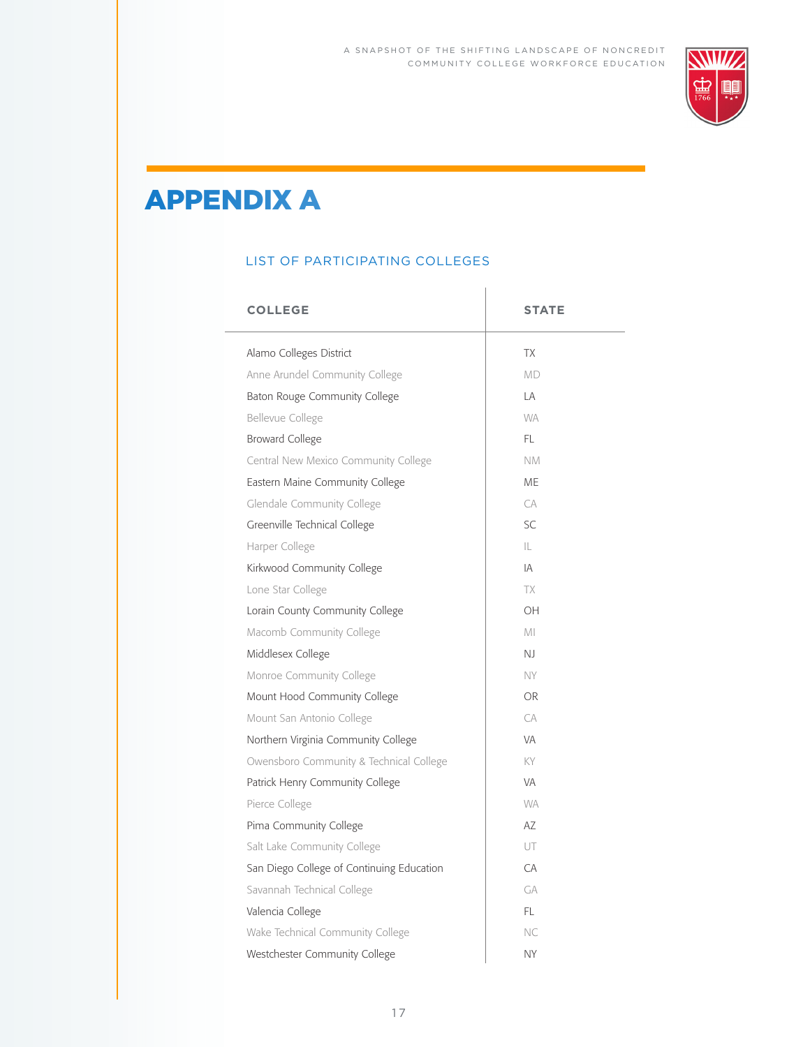# APPENDIX A

## LIST OF PARTICIPATING COLLEGES

| COLLEGE | STATE |
| --- | --- |
| Alamo Colleges District | TX |
| Anne Arundel Community College | MD |
| Baton Rouge Community College | LA |
| Bellevue College | WA |
| Broward College | FL |
| Central New Mexico Community College | NM |
| Eastern Maine Community College | ME |
| Glendale Community College | CA |
| Greenville Technical College | SC |
| Harper College | IL |
| Kirkwood Community College | IA |
| Lone Star College | TX |
| Lorain County Community College | OH |
| Macomb Community College | MI |
| Middlesex College | NJ |
| Monroe Community College | NY |
| Mount Hood Community College | OR |
| Mount San Antonio College | CA |
| Northern Virginia Community College | VA |
| Owensboro Community & Technical College | KY |
| Patrick Henry Community College | VA |
| Pierce College | WA |
| Pima Community College | AZ |
| Salt Lake Community College | UT |
| San Diego College of Continuing Education | CA |
| Savannah Technical College | GA |
| Valencia College | FL |
| Wake Technical Community College | NC |
| Westchester Community College | NY |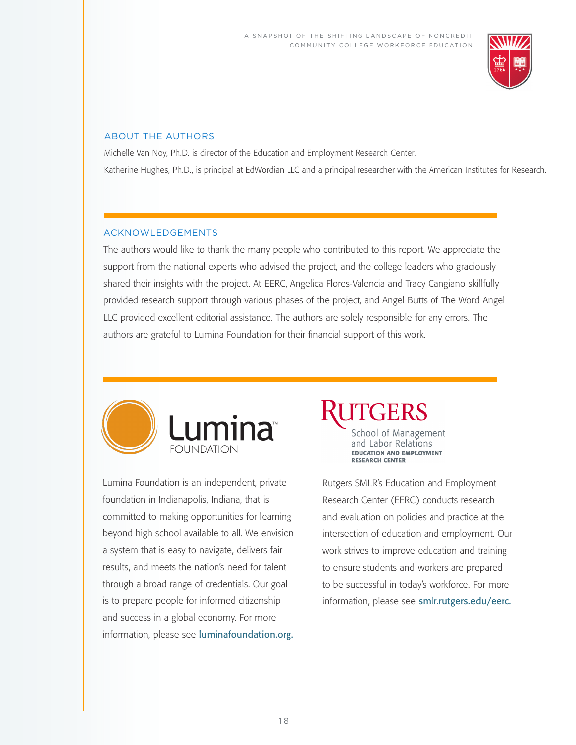## ABOUT THE AUTHORS

Michelle Van Noy, Ph.D. is director of the Education and Employment Research Center.

Katherine Hughes, Ph.D., is principal at EdWordian LLC and a principal researcher with the American Institutes for Research.

## ACKNOWLEDGEMENTS

The authors would like to thank the many people who contributed to this report. We appreciate the support from the national experts who advised the project, and the college leaders who graciously shared their insights with the project. At EERC, Angelica Flores-Valencia and Tracy Cangiano skillfully provided research support through various phases of the project, and Angel Butts of The Word Angel LLC provided excellent editorial assistance. The authors are solely responsible for any errors. The authors are grateful to Lumina Foundation for their financial support of this work.

Lumina FOUNDATION

Lumina Foundation is an independent, private foundation in Indianapolis, Indiana, that is committed to making opportunities for learning beyond high school available to all. We envision a system that is easy to navigate, delivers fair results, and meets the nation's need for talent through a broad range of credentials. Our goal is to prepare people for informed citizenship and success in a global economy. For more information, please see luminafoundation.org.

RUTGERS
School of Management and Labor Relations
EDUCATION AND EMPLOYMENT RESEARCH CENTER

Rutgers SMLR's Education and Employment Research Center (EERC) conducts research and evaluation on policies and practice at the intersection of education and employment. Our work strives to improve education and training to ensure students and workers are prepared to be successful in today's workforce. For more information, please see smlr.rutgers.edu/eerc.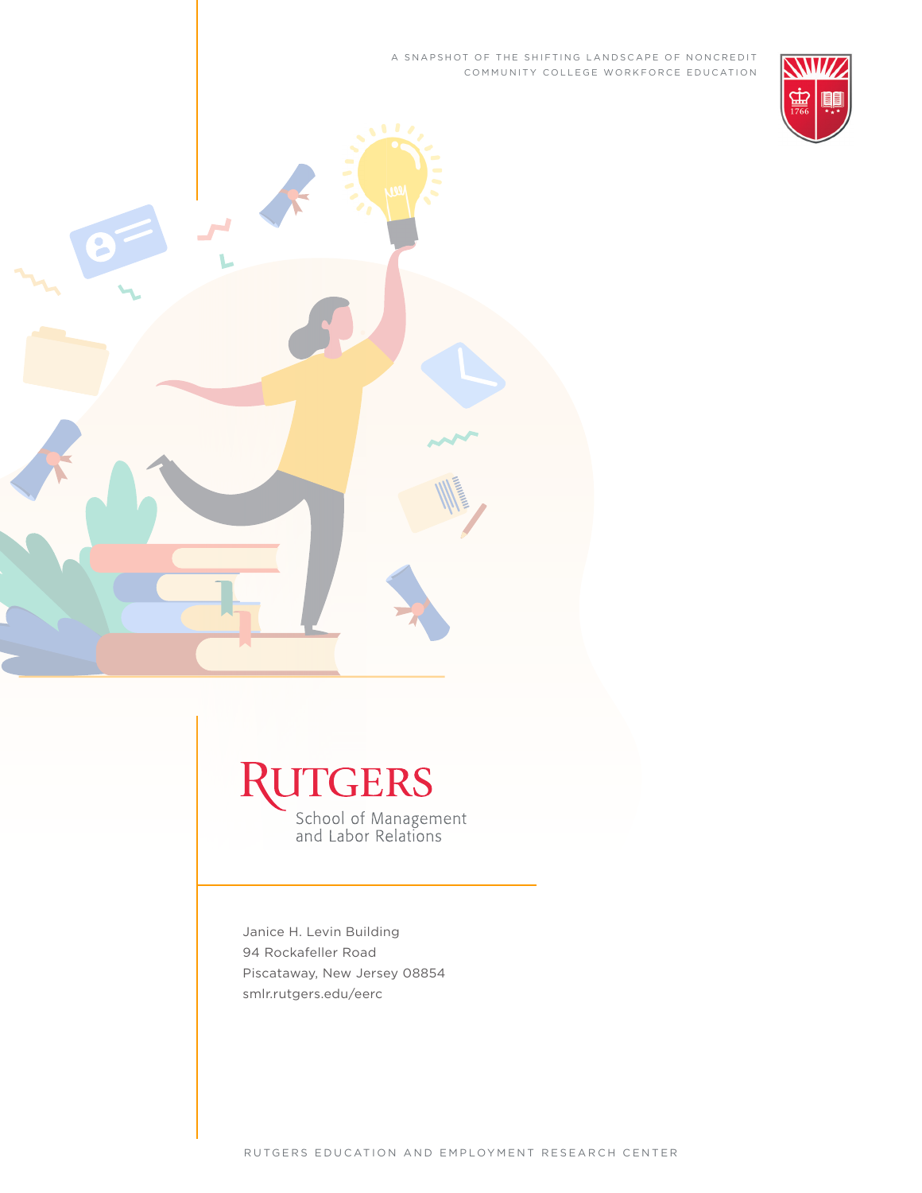A SNAPSHOT OF THE SHIFTING LANDSCAPE OF NONCREDIT COMMUNITY COLLEGE WORKFORCE EDUCATION

RUTGERS
School of Management and Labor Relations

Janice H. Levin Building
94 Rockafeller Road
Piscataway, New Jersey 08854
smlr.rutgers.edu/eerc

RUTGERS EDUCATION AND EMPLOYMENT RESEARCH CENTER